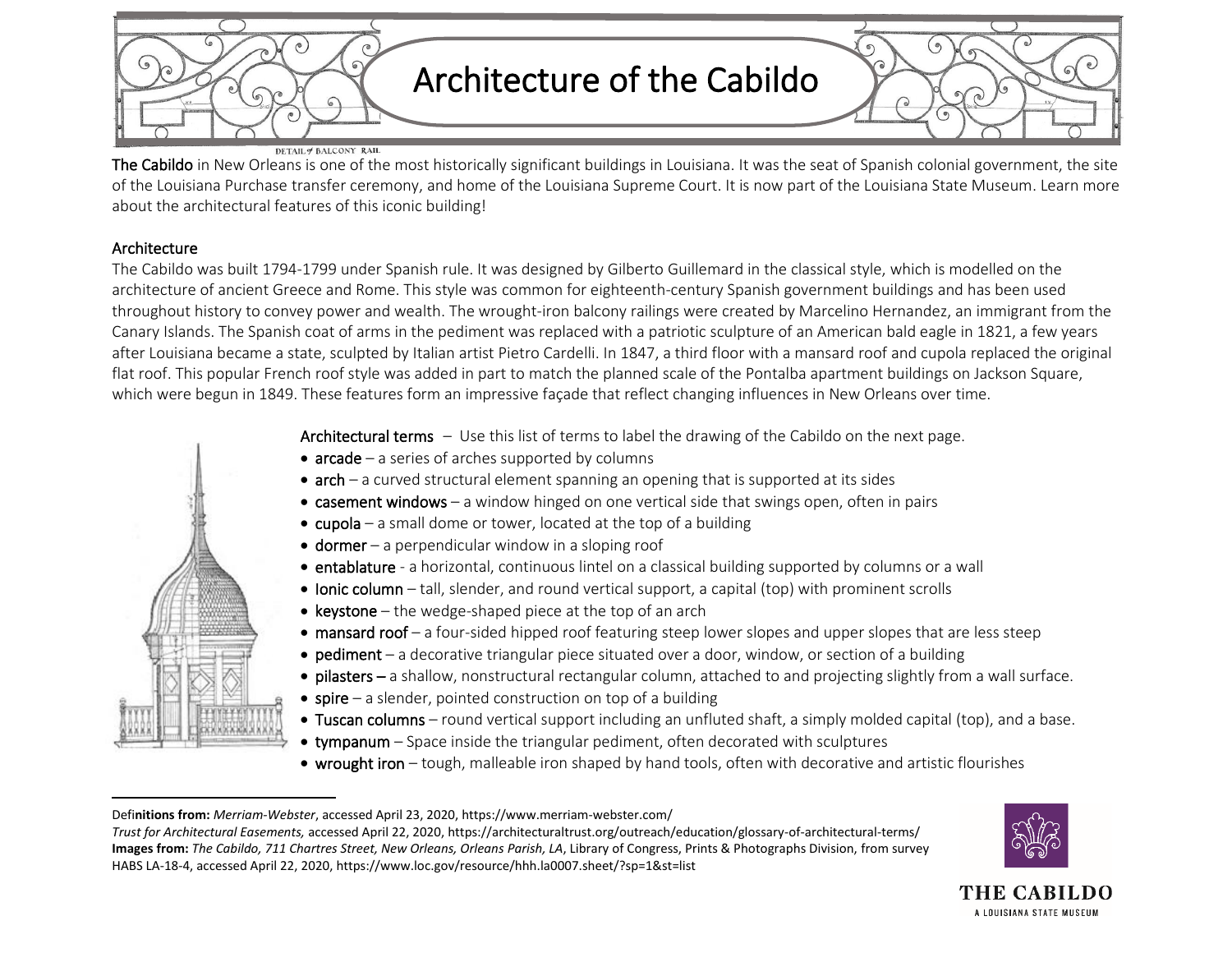# Architecture of the Cabildo

DETAIL of BALCONY RAIL

**The Cabildo** in New Orleans is one of the most historically significant buildings in Louisiana. It was the seat of Spanish colonial government, the site of the Louisiana Purchase transfer ceremony, and home of the Louisiana Supreme Court. It is now part of the Louisiana State Museum. Learn more about the architectural features of this iconic building!

## Architecture

The Cabildo was built 1794-1799 under Spanish rule. It was designed by Gilberto Guillemard in the classical style, which is modelled on the architecture of ancient Greece and Rome. This style was common for eighteenth-century Spanish government buildings and has been used throughout history to convey power and wealth. The wrought-iron balcony railings were created by Marcelino Hernandez, an immigrant from the Canary Islands. The Spanish coat of arms in the pediment was replaced with a patriotic sculpture of an American bald eagle in 1821, a few years after Louisiana became a state, sculpted by Italian artist Pietro Cardelli. In 1847, a third floor with a mansard roof and cupola replaced the original flat roof. This popular French roof style was added in part to match the planned scale of the Pontalba apartment buildings on Jackson Square, which were begun in 1849. These features form an impressive façade that reflect changing influences in New Orleans over time.

**Architectural terms** – Use this list of terms to label the drawing of the Cabildo on the next page.

- **arcade** – a series of arches supported by columns
- **arch** – a curved structural element spanning an opening that is supported at its sides
- **casement windows** – a window hinged on one vertical side that swings open, often in pairs
- **cupola** – a small dome or tower, located at the top of a building
- **dormer** – a perpendicular window in a sloping roof
- **entablature** - a horizontal, continuous lintel on a classical building supported by columns or a wall
- **Ionic column** – tall, slender, and round vertical support, a capital (top) with prominent scrolls
- **keystone** – the wedge-shaped piece at the top of an arch
- **mansard roof** – a four-sided hipped roof featuring steep lower slopes and upper slopes that are less steep
- **pediment** – a decorative triangular piece situated over a door, window, or section of a building
- **pilasters** – a shallow, nonstructural rectangular column, attached to and projecting slightly from a wall surface.
- **spire** – a slender, pointed construction on top of a building
- **Tuscan columns** – round vertical support including an unfluted shaft, a simply molded capital (top), and a base.
- **tympanum** – Space inside the triangular pediment, often decorated with sculptures
- **wrought iron** – tough, malleable iron shaped by hand tools, often with decorative and artistic flourishes

---

**Definitions from:** *Merriam-Webster*, accessed April 23, 2020, https://www.merriam-webster.com/
*Trust for Architectural Easements,* accessed April 22, 2020, https://architecturaltrust.org/outreach/education/glossary-of-architectural-terms/
**Images from:** *The Cabildo, 711 Chartres Street, New Orleans, Orleans Parish, LA*, Library of Congress, Prints & Photographs Division, from survey HABS LA-18-4, accessed April 22, 2020, https://www.loc.gov/resource/hhh.la0007.sheet/?sp=1&st=list

THE CABILDO
A LOUISIANA STATE MUSEUM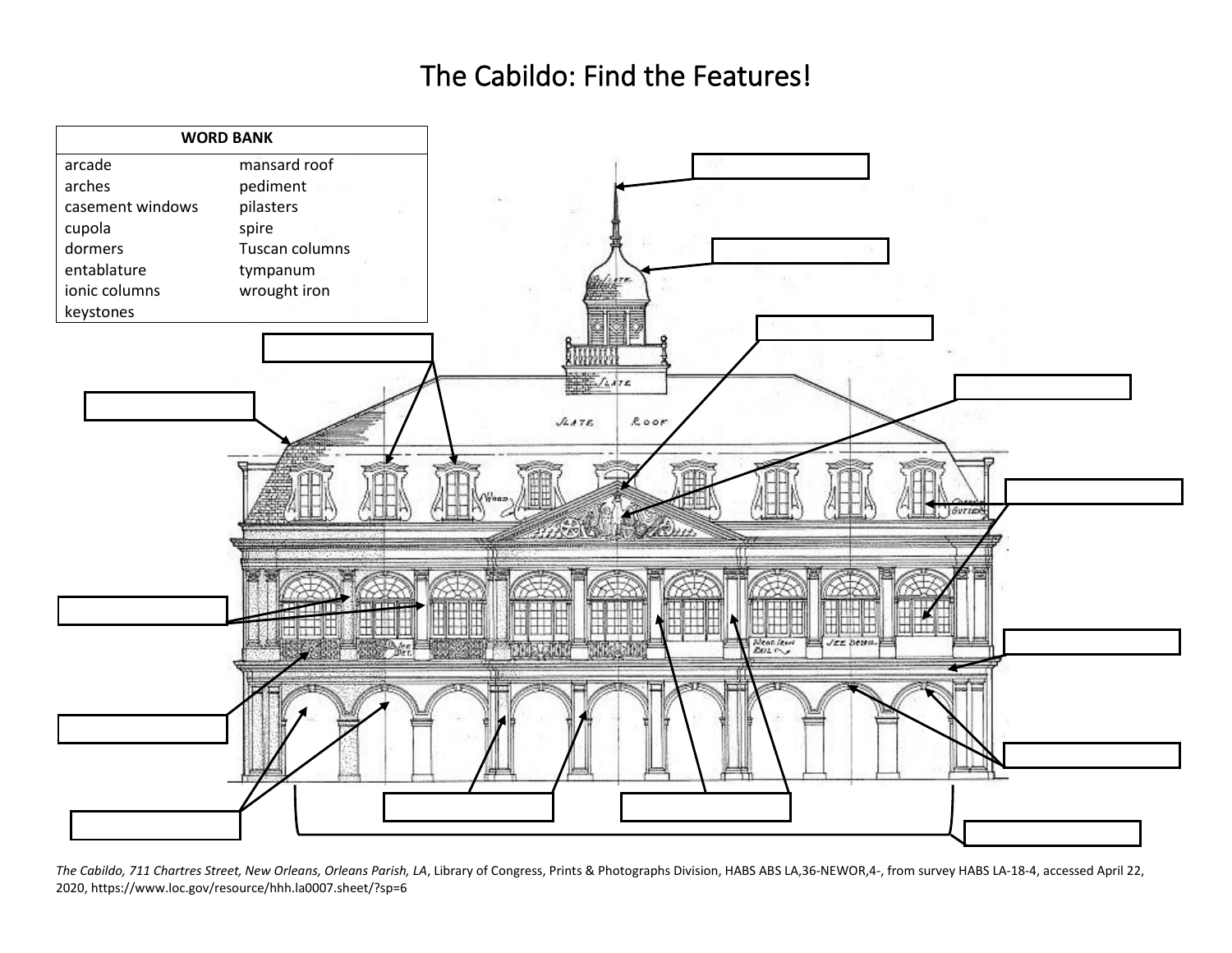# The Cabildo: Find the Features!

| WORD BANK | |
|---|---|
| arcade | mansard roof |
| arches | pediment |
| casement windows | pilasters |
| cupola | spire |
| dormers | Tuscan columns |
| entablature | tympanum |
| ionic columns | wrought iron |
| keystones | |

*The Cabildo, 711 Chartres Street, New Orleans, Orleans Parish, LA*, Library of Congress, Prints & Photographs Division, HABS ABS LA,36-NEWOR,4-, from survey HABS LA-18-4, accessed April 22, 2020, https://www.loc.gov/resource/hhh.la0007.sheet/?sp=6